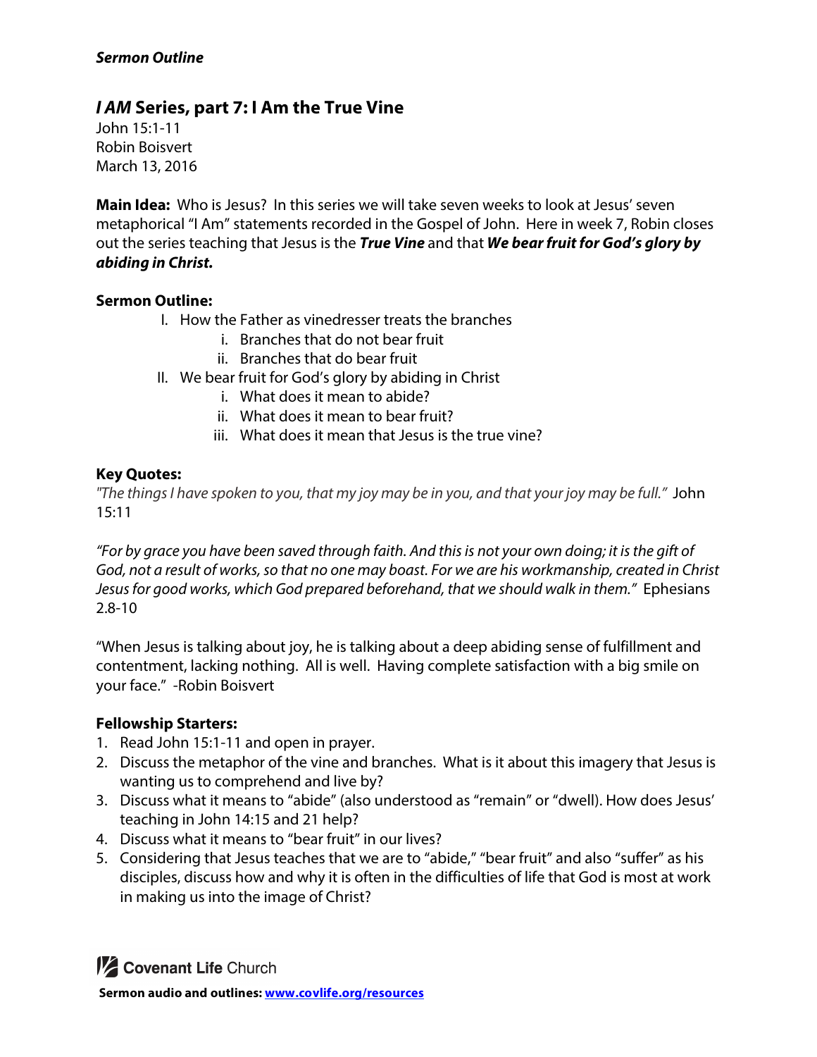***Sermon Outline***

## ***I AM*** **Series, part 7: I Am the True Vine**

John 15:1-11
Robin Boisvert
March 13, 2016

**Main Idea:** Who is Jesus? In this series we will take seven weeks to look at Jesus' seven metaphorical "I Am" statements recorded in the Gospel of John. Here in week 7, Robin closes out the series teaching that Jesus is the ***True Vine*** and that ***We bear fruit for God's glory by abiding in Christ.***

**Sermon Outline:**

- I. How the Father as vinedresser treats the branches
  - i. Branches that do not bear fruit
  - ii. Branches that do bear fruit
- II. We bear fruit for God's glory by abiding in Christ
  - i. What does it mean to abide?
  - ii. What does it mean to bear fruit?
  - iii. What does it mean that Jesus is the true vine?

**Key Quotes:**

*"The things I have spoken to you, that my joy may be in you, and that your joy may be full."* John 15:11

*"For by grace you have been saved through faith. And this is not your own doing; it is the gift of God, not a result of works, so that no one may boast. For we are his workmanship, created in Christ Jesus for good works, which God prepared beforehand, that we should walk in them."* Ephesians 2.8-10

"When Jesus is talking about joy, he is talking about a deep abiding sense of fulfillment and contentment, lacking nothing. All is well. Having complete satisfaction with a big smile on your face." -Robin Boisvert

**Fellowship Starters:**

1. Read John 15:1-11 and open in prayer.
2. Discuss the metaphor of the vine and branches. What is it about this imagery that Jesus is wanting us to comprehend and live by?
3. Discuss what it means to "abide" (also understood as "remain" or "dwell). How does Jesus' teaching in John 14:15 and 21 help?
4. Discuss what it means to "bear fruit" in our lives?
5. Considering that Jesus teaches that we are to "abide," "bear fruit" and also "suffer" as his disciples, discuss how and why it is often in the difficulties of life that God is most at work in making us into the image of Christ?

Covenant Life Church

**Sermon audio and outlines: [www.covlife.org/resources](http://www.covlife.org/resources)**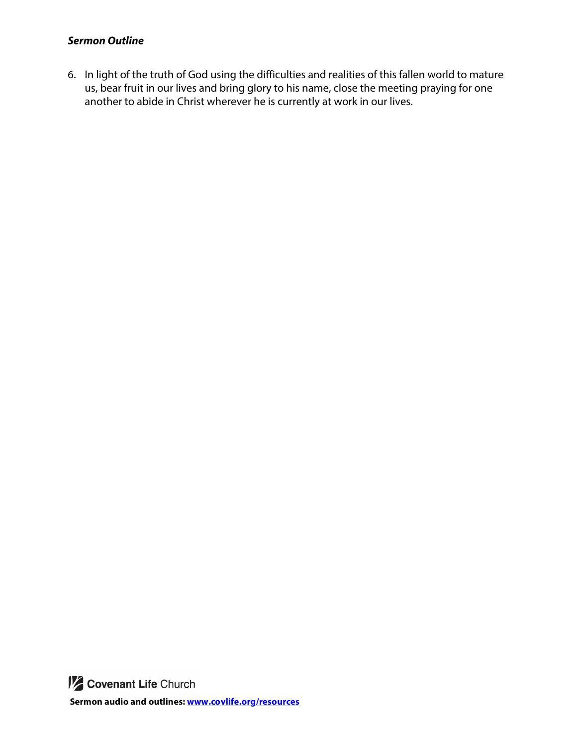6. In light of the truth of God using the difficulties and realities of this fallen world to mature us, bear fruit in our lives and bring glory to his name, close the meeting praying for one another to abide in Christ wherever he is currently at work in our lives.